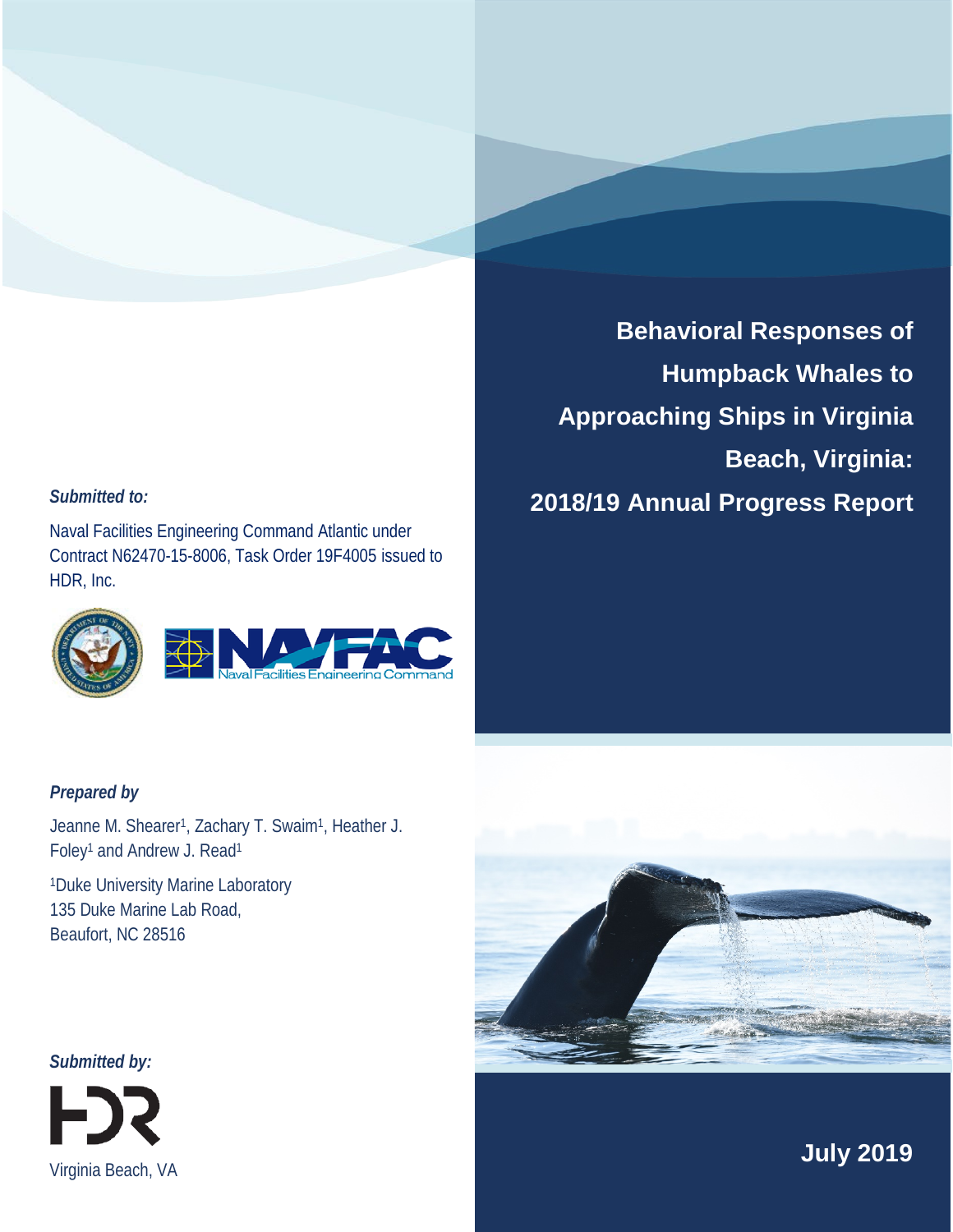# Behavioral Responses of Humpback Whales to Approaching Ships in Virginia Beach, Virginia: 2018/19 Annual Progress Report

***Submitted to:***

Naval Facilities Engineering Command Atlantic under Contract N62470-15-8006, Task Order 19F4005 issued to HDR, Inc.

***Prepared by***

Jeanne M. Shearer[1], Zachary T. Swaim[1], Heather J. Foley[1] and Andrew J. Read[1]

[1]Duke University Marine Laboratory
135 Duke Marine Lab Road,
Beaufort, NC 28516

***Submitted by:***

HDR
Virginia Beach, VA

**July 2019**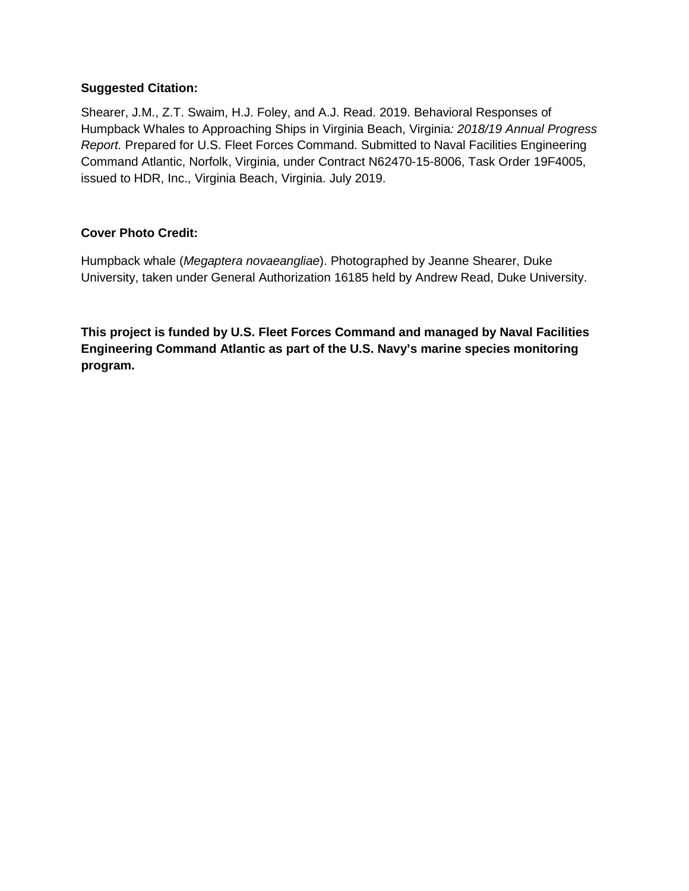**Suggested Citation:**

Shearer, J.M., Z.T. Swaim, H.J. Foley, and A.J. Read. 2019. Behavioral Responses of Humpback Whales to Approaching Ships in Virginia Beach, Virginia*: 2018/19 Annual Progress Report.* Prepared for U.S. Fleet Forces Command. Submitted to Naval Facilities Engineering Command Atlantic, Norfolk, Virginia, under Contract N62470-15-8006, Task Order 19F4005, issued to HDR, Inc., Virginia Beach, Virginia. July 2019.

**Cover Photo Credit:**

Humpback whale (*Megaptera novaeangliae*). Photographed by Jeanne Shearer, Duke University, taken under General Authorization 16185 held by Andrew Read, Duke University.

**This project is funded by U.S. Fleet Forces Command and managed by Naval Facilities Engineering Command Atlantic as part of the U.S. Navy's marine species monitoring program.**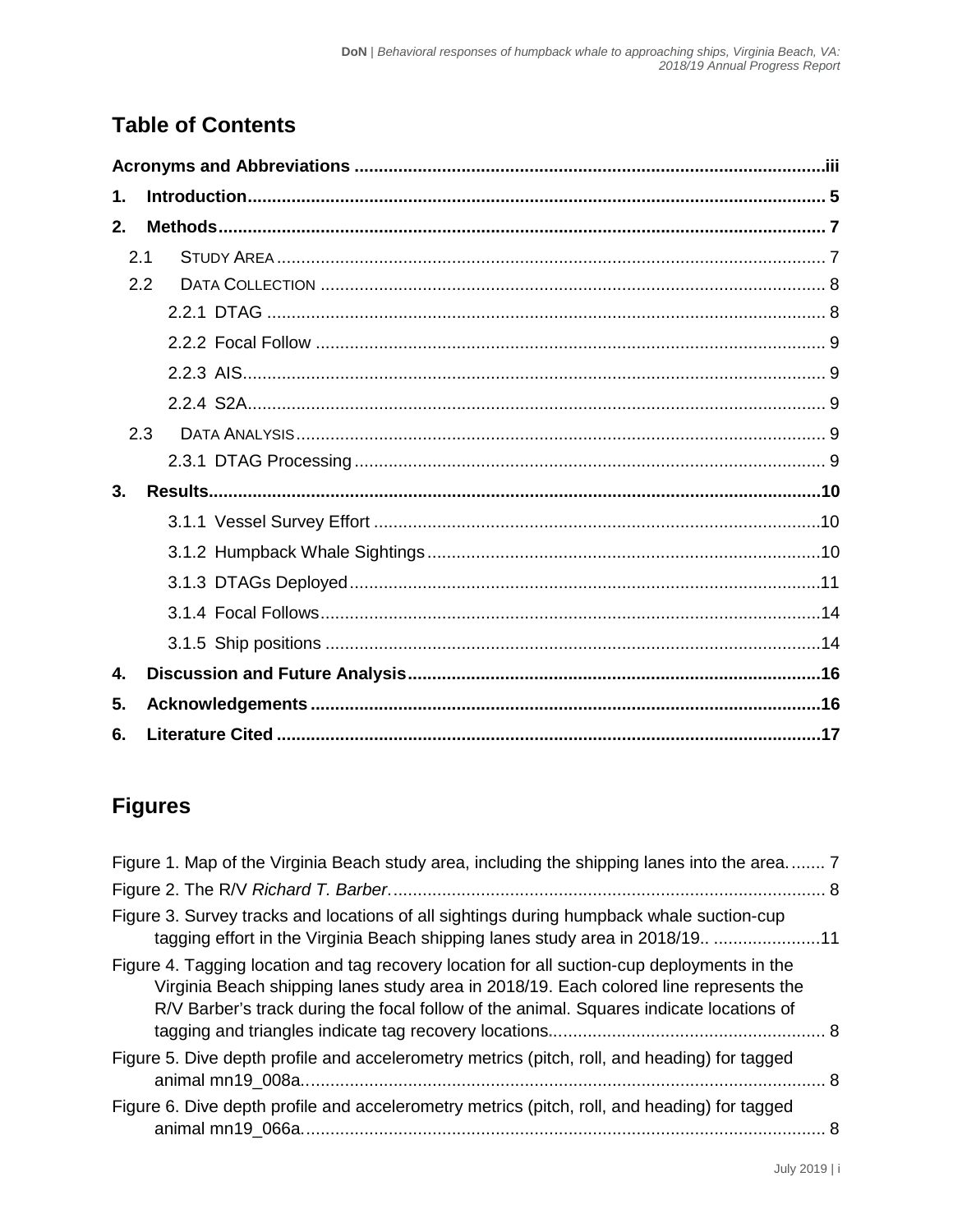## Table of Contents

**Acronyms and Abbreviations** ...................................................................................iii

**1. Introduction**............................................................................................................ 5

**2. Methods**.................................................................................................................. 7

- 2.1 STUDY AREA ........................................................................................................ 7
- 2.2 DATA COLLECTION ............................................................................................... 8
  - 2.2.1 DTAG .............................................................................................................. 8
  - 2.2.2 Focal Follow .................................................................................................... 9
  - 2.2.3 AIS.................................................................................................................. 9
  - 2.2.4 S2A................................................................................................................. 9
- 2.3 DATA ANALYSIS .................................................................................................... 9
  - 2.3.1 DTAG Processing ............................................................................................ 9

**3. Results**.................................................................................................................. 10

- 3.1.1 Vessel Survey Effort ........................................................................................ 10
- 3.1.2 Humpback Whale Sightings ............................................................................. 10
- 3.1.3 DTAGs Deployed ............................................................................................. 11
- 3.1.4 Focal Follows.................................................................................................. 14
- 3.1.5 Ship positions ................................................................................................. 14

**4. Discussion and Future Analysis**............................................................................ 16

**5. Acknowledgements** ............................................................................................... 16

**6. Literature Cited** ...................................................................................................... 17

## Figures

Figure 1. Map of the Virginia Beach study area, including the shipping lanes into the area. ....... 7

Figure 2. The R/V *Richard T. Barber*.......................................................................................... 8

Figure 3. Survey tracks and locations of all sightings during humpback whale suction-cup tagging effort in the Virginia Beach shipping lanes study area in 2018/19.. ......................11

Figure 4. Tagging location and tag recovery location for all suction-cup deployments in the Virginia Beach shipping lanes study area in 2018/19. Each colored line represents the R/V Barber's track during the focal follow of the animal. Squares indicate locations of tagging and triangles indicate tag recovery locations......................................................... 8

Figure 5. Dive depth profile and accelerometry metrics (pitch, roll, and heading) for tagged animal mn19_008a.......................................................................................................... 8

Figure 6. Dive depth profile and accelerometry metrics (pitch, roll, and heading) for tagged animal mn19_066a.......................................................................................................... 8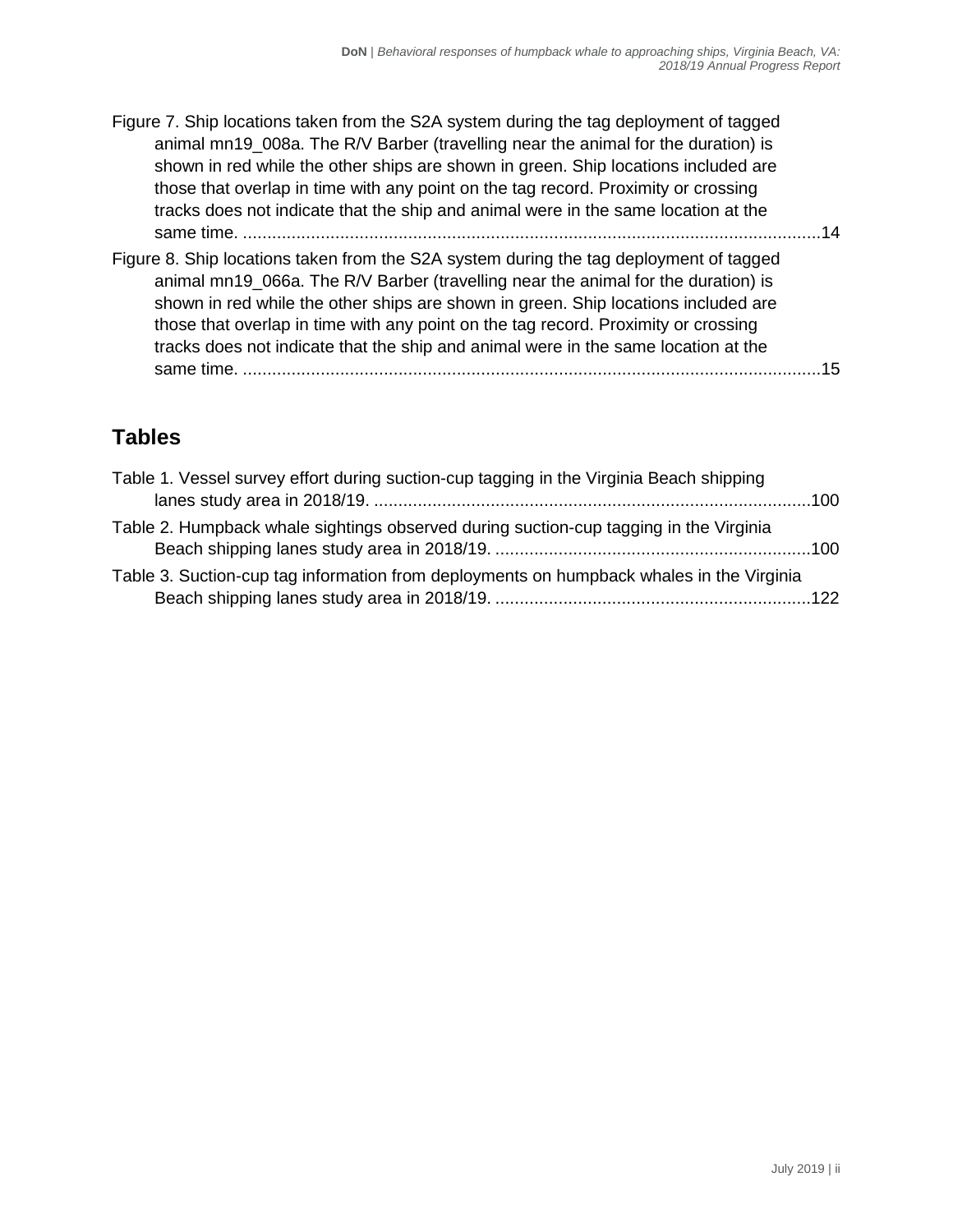Figure 7. Ship locations taken from the S2A system during the tag deployment of tagged animal mn19_008a. The R/V Barber (travelling near the animal for the duration) is shown in red while the other ships are shown in green. Ship locations included are those that overlap in time with any point on the tag record. Proximity or crossing tracks does not indicate that the ship and animal were in the same location at the same time. ........................................................................................................................14

Figure 8. Ship locations taken from the S2A system during the tag deployment of tagged animal mn19_066a. The R/V Barber (travelling near the animal for the duration) is shown in red while the other ships are shown in green. Ship locations included are those that overlap in time with any point on the tag record. Proximity or crossing tracks does not indicate that the ship and animal were in the same location at the same time. ........................................................................................................................15

## Tables

Table 1. Vessel survey effort during suction-cup tagging in the Virginia Beach shipping lanes study area in 2018/19. ..........................................................................................100

Table 2. Humpback whale sightings observed during suction-cup tagging in the Virginia Beach shipping lanes study area in 2018/19. .................................................................100

Table 3. Suction-cup tag information from deployments on humpback whales in the Virginia Beach shipping lanes study area in 2018/19. .................................................................122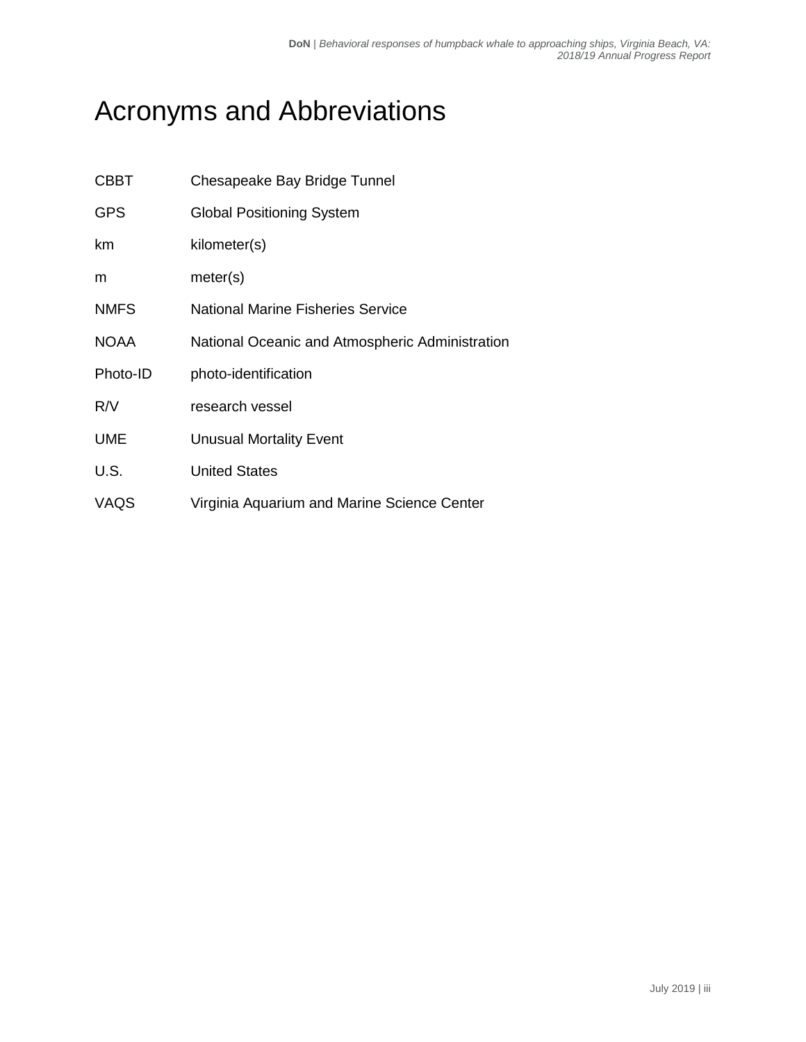# Acronyms and Abbreviations

| | |
|---|---|
| CBBT | Chesapeake Bay Bridge Tunnel |
| GPS | Global Positioning System |
| km | kilometer(s) |
| m | meter(s) |
| NMFS | National Marine Fisheries Service |
| NOAA | National Oceanic and Atmospheric Administration |
| Photo-ID | photo-identification |
| R/V | research vessel |
| UME | Unusual Mortality Event |
| U.S. | United States |
| VAQS | Virginia Aquarium and Marine Science Center |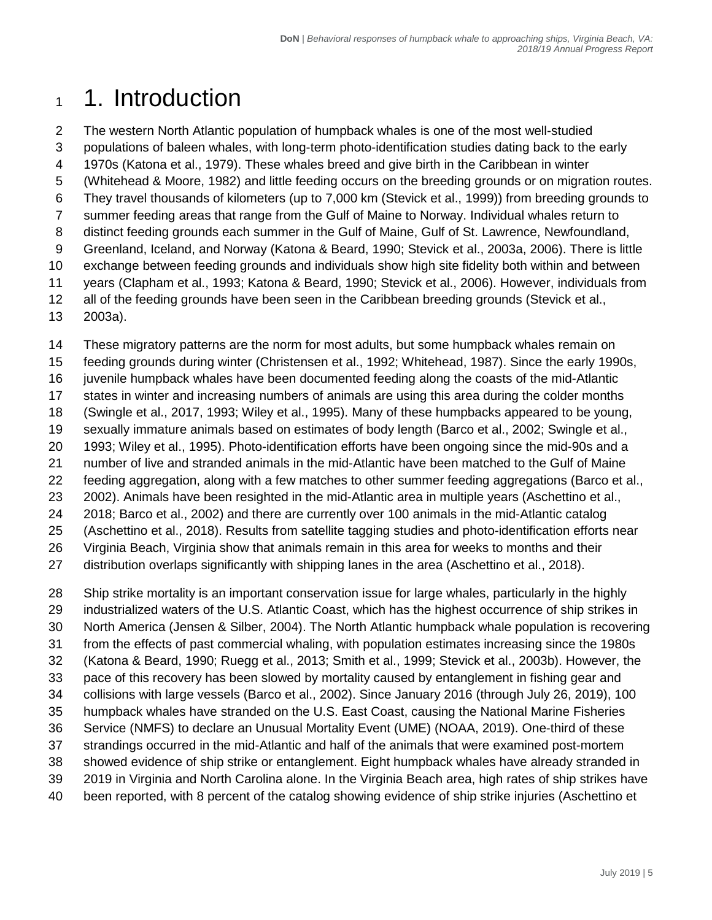# 1. Introduction

The western North Atlantic population of humpback whales is one of the most well-studied populations of baleen whales, with long-term photo-identification studies dating back to the early 1970s (Katona et al., 1979). These whales breed and give birth in the Caribbean in winter (Whitehead & Moore, 1982) and little feeding occurs on the breeding grounds or on migration routes. They travel thousands of kilometers (up to 7,000 km (Stevick et al., 1999)) from breeding grounds to summer feeding areas that range from the Gulf of Maine to Norway. Individual whales return to distinct feeding grounds each summer in the Gulf of Maine, Gulf of St. Lawrence, Newfoundland, Greenland, Iceland, and Norway (Katona & Beard, 1990; Stevick et al., 2003a, 2006). There is little exchange between feeding grounds and individuals show high site fidelity both within and between years (Clapham et al., 1993; Katona & Beard, 1990; Stevick et al., 2006). However, individuals from all of the feeding grounds have been seen in the Caribbean breeding grounds (Stevick et al., 2003a).

These migratory patterns are the norm for most adults, but some humpback whales remain on feeding grounds during winter (Christensen et al., 1992; Whitehead, 1987). Since the early 1990s, juvenile humpback whales have been documented feeding along the coasts of the mid-Atlantic states in winter and increasing numbers of animals are using this area during the colder months (Swingle et al., 2017, 1993; Wiley et al., 1995). Many of these humpbacks appeared to be young, sexually immature animals based on estimates of body length (Barco et al., 2002; Swingle et al., 1993; Wiley et al., 1995). Photo-identification efforts have been ongoing since the mid-90s and a number of live and stranded animals in the mid-Atlantic have been matched to the Gulf of Maine feeding aggregation, along with a few matches to other summer feeding aggregations (Barco et al., 2002). Animals have been resighted in the mid-Atlantic area in multiple years (Aschettino et al., 2018; Barco et al., 2002) and there are currently over 100 animals in the mid-Atlantic catalog (Aschettino et al., 2018). Results from satellite tagging studies and photo-identification efforts near Virginia Beach, Virginia show that animals remain in this area for weeks to months and their distribution overlaps significantly with shipping lanes in the area (Aschettino et al., 2018).

Ship strike mortality is an important conservation issue for large whales, particularly in the highly industrialized waters of the U.S. Atlantic Coast, which has the highest occurrence of ship strikes in North America (Jensen & Silber, 2004). The North Atlantic humpback whale population is recovering from the effects of past commercial whaling, with population estimates increasing since the 1980s (Katona & Beard, 1990; Ruegg et al., 2013; Smith et al., 1999; Stevick et al., 2003b). However, the pace of this recovery has been slowed by mortality caused by entanglement in fishing gear and collisions with large vessels (Barco et al., 2002). Since January 2016 (through July 26, 2019), 100 humpback whales have stranded on the U.S. East Coast, causing the National Marine Fisheries Service (NMFS) to declare an Unusual Mortality Event (UME) (NOAA, 2019). One-third of these strandings occurred in the mid-Atlantic and half of the animals that were examined post-mortem showed evidence of ship strike or entanglement. Eight humpback whales have already stranded in 2019 in Virginia and North Carolina alone. In the Virginia Beach area, high rates of ship strikes have been reported, with 8 percent of the catalog showing evidence of ship strike injuries (Aschettino et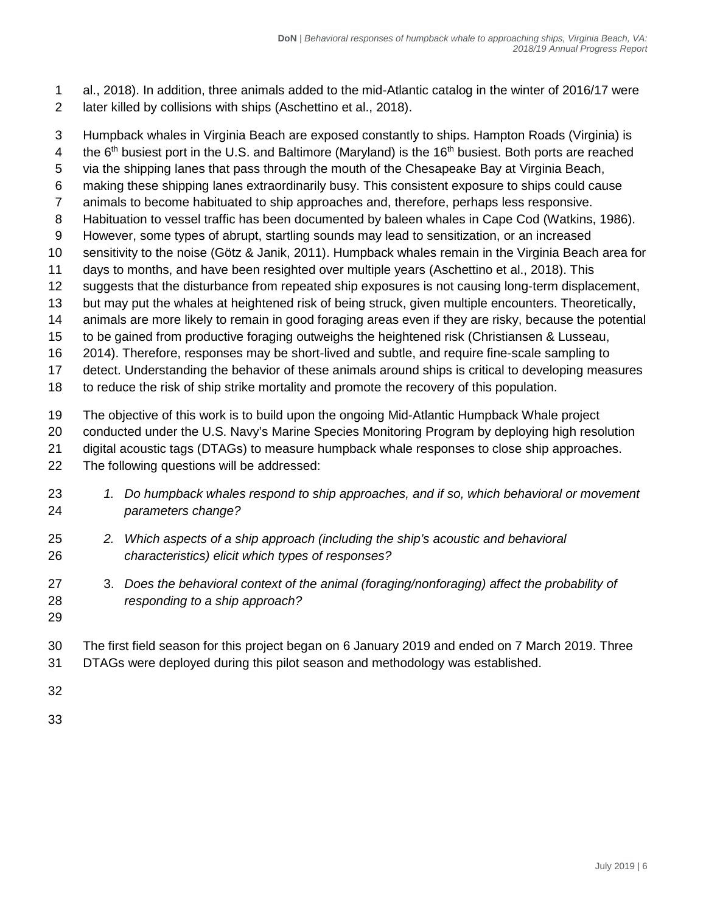al., 2018). In addition, three animals added to the mid-Atlantic catalog in the winter of 2016/17 were later killed by collisions with ships (Aschettino et al., 2018).

Humpback whales in Virginia Beach are exposed constantly to ships. Hampton Roads (Virginia) is the 6th busiest port in the U.S. and Baltimore (Maryland) is the 16th busiest. Both ports are reached via the shipping lanes that pass through the mouth of the Chesapeake Bay at Virginia Beach, making these shipping lanes extraordinarily busy. This consistent exposure to ships could cause animals to become habituated to ship approaches and, therefore, perhaps less responsive. Habituation to vessel traffic has been documented by baleen whales in Cape Cod (Watkins, 1986). However, some types of abrupt, startling sounds may lead to sensitization, or an increased sensitivity to the noise (Götz & Janik, 2011). Humpback whales remain in the Virginia Beach area for days to months, and have been resighted over multiple years (Aschettino et al., 2018). This suggests that the disturbance from repeated ship exposures is not causing long-term displacement, but may put the whales at heightened risk of being struck, given multiple encounters. Theoretically, animals are more likely to remain in good foraging areas even if they are risky, because the potential to be gained from productive foraging outweighs the heightened risk (Christiansen & Lusseau, 2014). Therefore, responses may be short-lived and subtle, and require fine-scale sampling to detect. Understanding the behavior of these animals around ships is critical to developing measures to reduce the risk of ship strike mortality and promote the recovery of this population.

The objective of this work is to build upon the ongoing Mid-Atlantic Humpback Whale project conducted under the U.S. Navy's Marine Species Monitoring Program by deploying high resolution digital acoustic tags (DTAGs) to measure humpback whale responses to close ship approaches. The following questions will be addressed:

1. *Do humpback whales respond to ship approaches, and if so, which behavioral or movement parameters change?*
2. *Which aspects of a ship approach (including the ship's acoustic and behavioral characteristics) elicit which types of responses?*
3. *Does the behavioral context of the animal (foraging/nonforaging) affect the probability of responding to a ship approach?*

The first field season for this project began on 6 January 2019 and ended on 7 March 2019. Three DTAGs were deployed during this pilot season and methodology was established.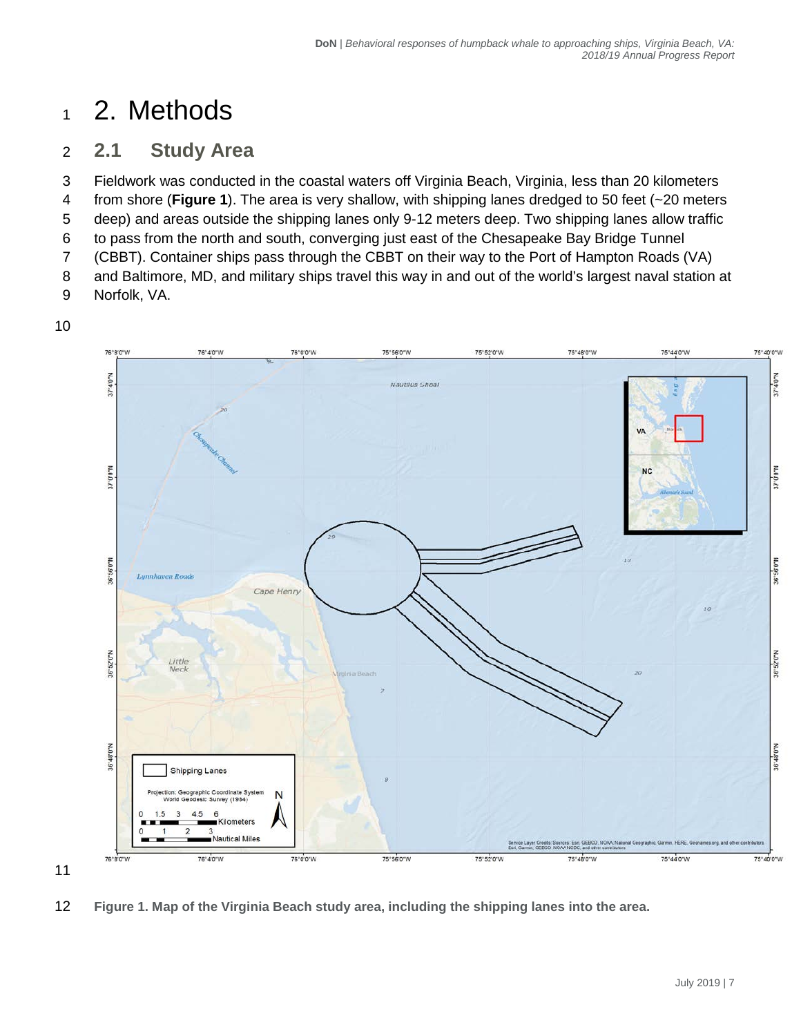# 2. Methods

## 2.1 Study Area

Fieldwork was conducted in the coastal waters off Virginia Beach, Virginia, less than 20 kilometers from shore (**Figure 1**). The area is very shallow, with shipping lanes dredged to 50 feet (~20 meters deep) and areas outside the shipping lanes only 9-12 meters deep. Two shipping lanes allow traffic to pass from the north and south, converging just east of the Chesapeake Bay Bridge Tunnel (CBBT). Container ships pass through the CBBT on their way to the Port of Hampton Roads (VA) and Baltimore, MD, and military ships travel this way in and out of the world's largest naval station at Norfolk, VA.

**Figure 1. Map of the Virginia Beach study area, including the shipping lanes into the area.**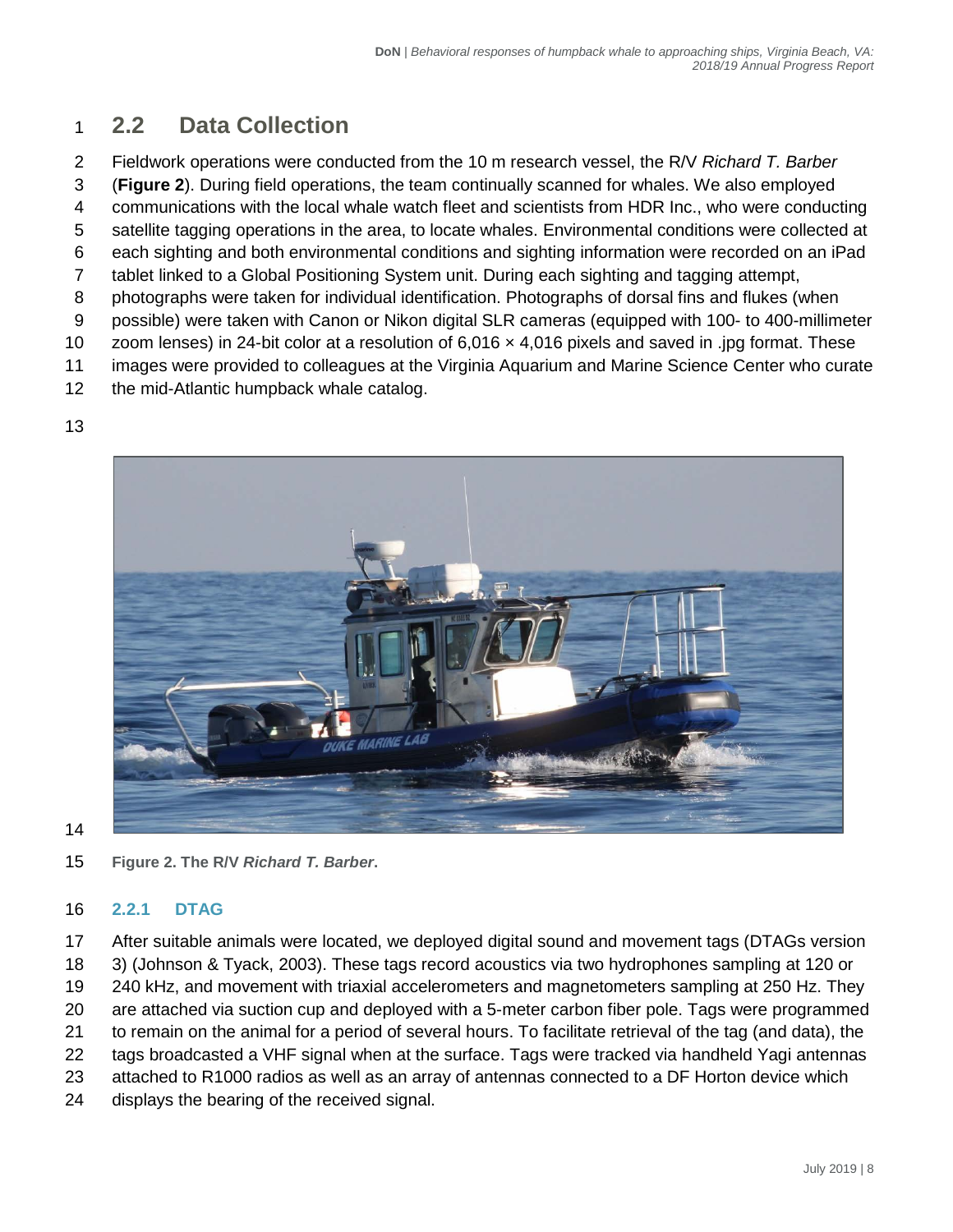## 2.2 Data Collection

Fieldwork operations were conducted from the 10 m research vessel, the R/V *Richard T. Barber* (**Figure 2**). During field operations, the team continually scanned for whales. We also employed communications with the local whale watch fleet and scientists from HDR Inc., who were conducting satellite tagging operations in the area, to locate whales. Environmental conditions were collected at each sighting and both environmental conditions and sighting information were recorded on an iPad tablet linked to a Global Positioning System unit. During each sighting and tagging attempt, photographs were taken for individual identification. Photographs of dorsal fins and flukes (when possible) were taken with Canon or Nikon digital SLR cameras (equipped with 100- to 400-millimeter zoom lenses) in 24-bit color at a resolution of 6,016 × 4,016 pixels and saved in .jpg format. These images were provided to colleagues at the Virginia Aquarium and Marine Science Center who curate the mid-Atlantic humpback whale catalog.

**Figure 2. The R/V *Richard T. Barber*.**

### 2.2.1 DTAG

After suitable animals were located, we deployed digital sound and movement tags (DTAGs version 3) (Johnson & Tyack, 2003). These tags record acoustics via two hydrophones sampling at 120 or 240 kHz, and movement with triaxial accelerometers and magnetometers sampling at 250 Hz. They are attached via suction cup and deployed with a 5-meter carbon fiber pole. Tags were programmed to remain on the animal for a period of several hours. To facilitate retrieval of the tag (and data), the tags broadcasted a VHF signal when at the surface. Tags were tracked via handheld Yagi antennas attached to R1000 radios as well as an array of antennas connected to a DF Horton device which displays the bearing of the received signal.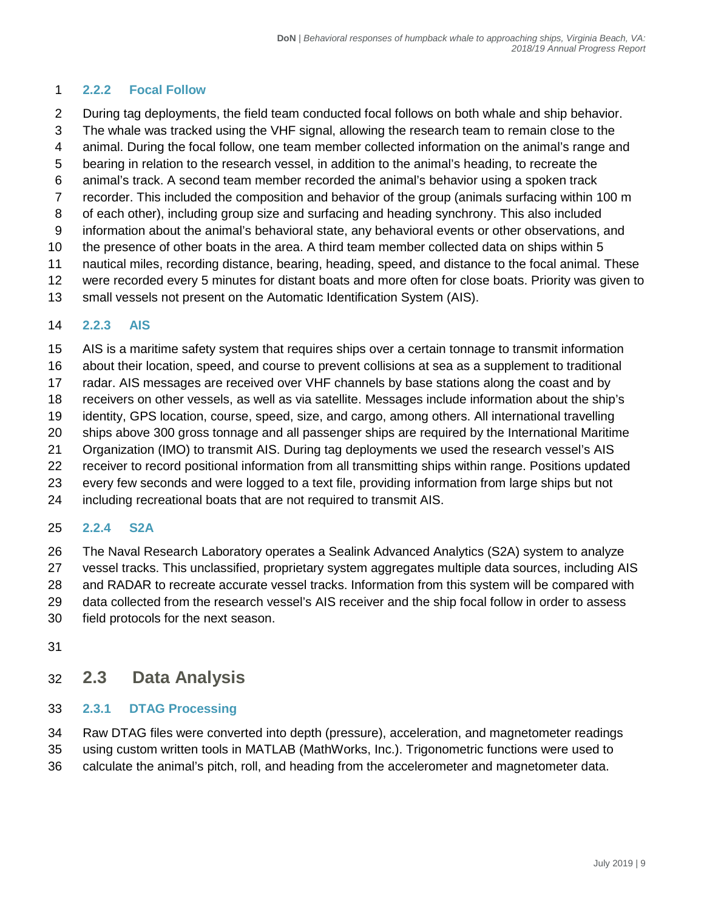### 2.2.2 Focal Follow

During tag deployments, the field team conducted focal follows on both whale and ship behavior. The whale was tracked using the VHF signal, allowing the research team to remain close to the animal. During the focal follow, one team member collected information on the animal's range and bearing in relation to the research vessel, in addition to the animal's heading, to recreate the animal's track. A second team member recorded the animal's behavior using a spoken track recorder. This included the composition and behavior of the group (animals surfacing within 100 m of each other), including group size and surfacing and heading synchrony. This also included information about the animal's behavioral state, any behavioral events or other observations, and the presence of other boats in the area. A third team member collected data on ships within 5 nautical miles, recording distance, bearing, heading, speed, and distance to the focal animal. These were recorded every 5 minutes for distant boats and more often for close boats. Priority was given to small vessels not present on the Automatic Identification System (AIS).

### 2.2.3 AIS

AIS is a maritime safety system that requires ships over a certain tonnage to transmit information about their location, speed, and course to prevent collisions at sea as a supplement to traditional radar. AIS messages are received over VHF channels by base stations along the coast and by receivers on other vessels, as well as via satellite. Messages include information about the ship's identity, GPS location, course, speed, size, and cargo, among others. All international travelling ships above 300 gross tonnage and all passenger ships are required by the International Maritime Organization (IMO) to transmit AIS. During tag deployments we used the research vessel's AIS receiver to record positional information from all transmitting ships within range. Positions updated every few seconds and were logged to a text file, providing information from large ships but not including recreational boats that are not required to transmit AIS.

### 2.2.4 S2A

The Naval Research Laboratory operates a Sealink Advanced Analytics (S2A) system to analyze vessel tracks. This unclassified, proprietary system aggregates multiple data sources, including AIS and RADAR to recreate accurate vessel tracks. Information from this system will be compared with data collected from the research vessel's AIS receiver and the ship focal follow in order to assess field protocols for the next season.

## 2.3 Data Analysis

### 2.3.1 DTAG Processing

Raw DTAG files were converted into depth (pressure), acceleration, and magnetometer readings using custom written tools in MATLAB (MathWorks, Inc.). Trigonometric functions were used to calculate the animal's pitch, roll, and heading from the accelerometer and magnetometer data.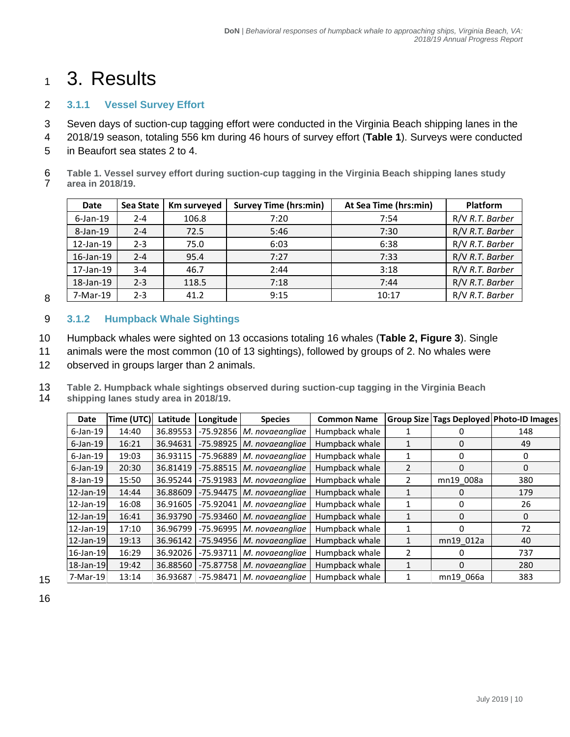# 3. Results

### 3.1.1 Vessel Survey Effort

Seven days of suction-cup tagging effort were conducted in the Virginia Beach shipping lanes in the 2018/19 season, totaling 556 km during 46 hours of survey effort (**Table 1**). Surveys were conducted in Beaufort sea states 2 to 4.

**Table 1. Vessel survey effort during suction-cup tagging in the Virginia Beach shipping lanes study area in 2018/19.**

| Date | Sea State | Km surveyed | Survey Time (hrs:min) | At Sea Time (hrs:min) | Platform |
|---|---|---|---|---|---|
| 6-Jan-19 | 2-4 | 106.8 | 7:20 | 7:54 | R/V *R.T. Barber* |
| 8-Jan-19 | 2-4 | 72.5 | 5:46 | 7:30 | R/V *R.T. Barber* |
| 12-Jan-19 | 2-3 | 75.0 | 6:03 | 6:38 | R/V *R.T. Barber* |
| 16-Jan-19 | 2-4 | 95.4 | 7:27 | 7:33 | R/V *R.T. Barber* |
| 17-Jan-19 | 3-4 | 46.7 | 2:44 | 3:18 | R/V *R.T. Barber* |
| 18-Jan-19 | 2-3 | 118.5 | 7:18 | 7:44 | R/V *R.T. Barber* |
| 7-Mar-19 | 2-3 | 41.2 | 9:15 | 10:17 | R/V *R.T. Barber* |

### 3.1.2 Humpback Whale Sightings

Humpback whales were sighted on 13 occasions totaling 16 whales (**Table 2, Figure 3**). Single animals were the most common (10 of 13 sightings), followed by groups of 2. No whales were observed in groups larger than 2 animals.

**Table 2. Humpback whale sightings observed during suction-cup tagging in the Virginia Beach shipping lanes study area in 2018/19.**

| Date | Time (UTC) | Latitude | Longitude | Species | Common Name | Group Size | Tags Deployed | Photo-ID Images |
|---|---|---|---|---|---|---|---|---|
| 6-Jan-19 | 14:40 | 36.89553 | -75.92856 | *M. novaeangliae* | Humpback whale | 1 | 0 | 148 |
| 6-Jan-19 | 16:21 | 36.94631 | -75.98925 | *M. novaeangliae* | Humpback whale | 1 | 0 | 49 |
| 6-Jan-19 | 19:03 | 36.93115 | -75.96889 | *M. novaeangliae* | Humpback whale | 1 | 0 | 0 |
| 6-Jan-19 | 20:30 | 36.81419 | -75.88515 | *M. novaeangliae* | Humpback whale | 2 | 0 | 0 |
| 8-Jan-19 | 15:50 | 36.95244 | -75.91983 | *M. novaeangliae* | Humpback whale | 2 | mn19_008a | 380 |
| 12-Jan-19 | 14:44 | 36.88609 | -75.94475 | *M. novaeangliae* | Humpback whale | 1 | 0 | 179 |
| 12-Jan-19 | 16:08 | 36.91605 | -75.92041 | *M. novaeangliae* | Humpback whale | 1 | 0 | 26 |
| 12-Jan-19 | 16:41 | 36.93790 | -75.93460 | *M. novaeangliae* | Humpback whale | 1 | 0 | 0 |
| 12-Jan-19 | 17:10 | 36.96799 | -75.96995 | *M. novaeangliae* | Humpback whale | 1 | 0 | 72 |
| 12-Jan-19 | 19:13 | 36.96142 | -75.94956 | *M. novaeangliae* | Humpback whale | 1 | mn19_012a | 40 |
| 16-Jan-19 | 16:29 | 36.92026 | -75.93711 | *M. novaeangliae* | Humpback whale | 2 | 0 | 737 |
| 18-Jan-19 | 19:42 | 36.88560 | -75.87758 | *M. novaeangliae* | Humpback whale | 1 | 0 | 280 |
| 7-Mar-19 | 13:14 | 36.93687 | -75.98471 | *M. novaeangliae* | Humpback whale | 1 | mn19_066a | 383 |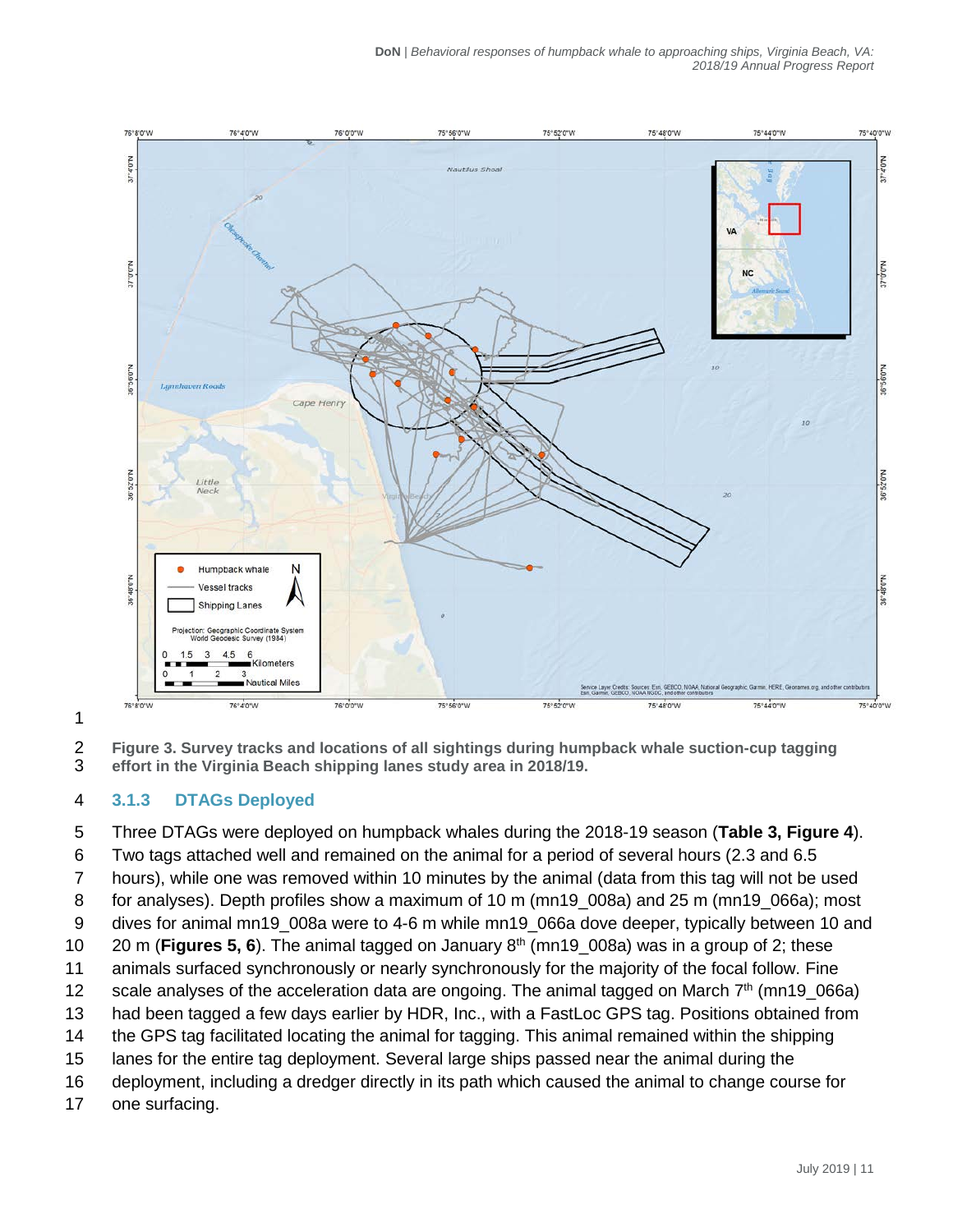**Figure 3. Survey tracks and locations of all sightings during humpback whale suction-cup tagging effort in the Virginia Beach shipping lanes study area in 2018/19.**

### 3.1.3 DTAGs Deployed

Three DTAGs were deployed on humpback whales during the 2018-19 season (**Table 3, Figure 4**). Two tags attached well and remained on the animal for a period of several hours (2.3 and 6.5 hours), while one was removed within 10 minutes by the animal (data from this tag will not be used for analyses). Depth profiles show a maximum of 10 m (mn19_008a) and 25 m (mn19_066a); most dives for animal mn19_008a were to 4-6 m while mn19_066a dove deeper, typically between 10 and 20 m (**Figures 5, 6**). The animal tagged on January 8th (mn19_008a) was in a group of 2; these animals surfaced synchronously or nearly synchronously for the majority of the focal follow. Fine scale analyses of the acceleration data are ongoing. The animal tagged on March 7th (mn19_066a) had been tagged a few days earlier by HDR, Inc., with a FastLoc GPS tag. Positions obtained from the GPS tag facilitated locating the animal for tagging. This animal remained within the shipping lanes for the entire tag deployment. Several large ships passed near the animal during the deployment, including a dredger directly in its path which caused the animal to change course for one surfacing.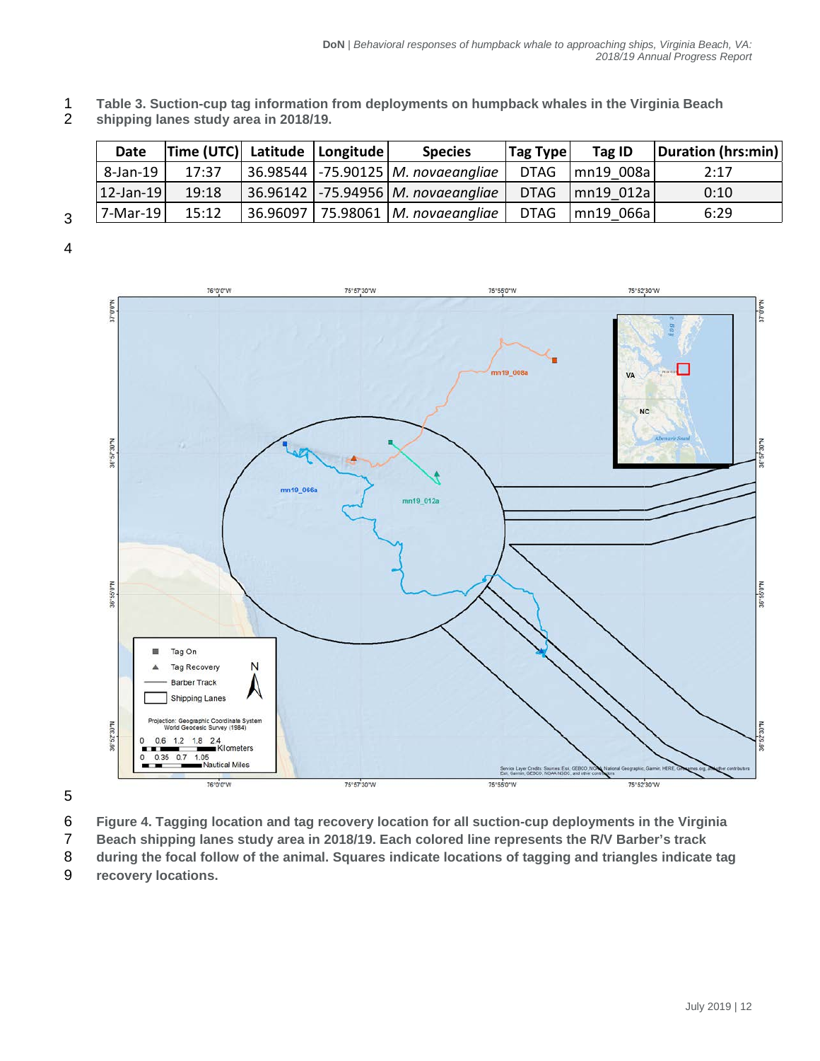**Table 3. Suction-cup tag information from deployments on humpback whales in the Virginia Beach shipping lanes study area in 2018/19.**

| Date | Time (UTC) | Latitude | Longitude | Species | Tag Type | Tag ID | Duration (hrs:min) |
|---|---|---|---|---|---|---|---|
| 8-Jan-19 | 17:37 | 36.98544 | -75.90125 | *M. novaeangliae* | DTAG | mn19_008a | 2:17 |
| 12-Jan-19 | 19:18 | 36.96142 | -75.94956 | *M. novaeangliae* | DTAG | mn19_012a | 0:10 |
| 7-Mar-19 | 15:12 | 36.96097 | 75.98061 | *M. novaeangliae* | DTAG | mn19_066a | 6:29 |

**Figure 4. Tagging location and tag recovery location for all suction-cup deployments in the Virginia Beach shipping lanes study area in 2018/19. Each colored line represents the R/V Barber's track during the focal follow of the animal. Squares indicate locations of tagging and triangles indicate tag recovery locations.**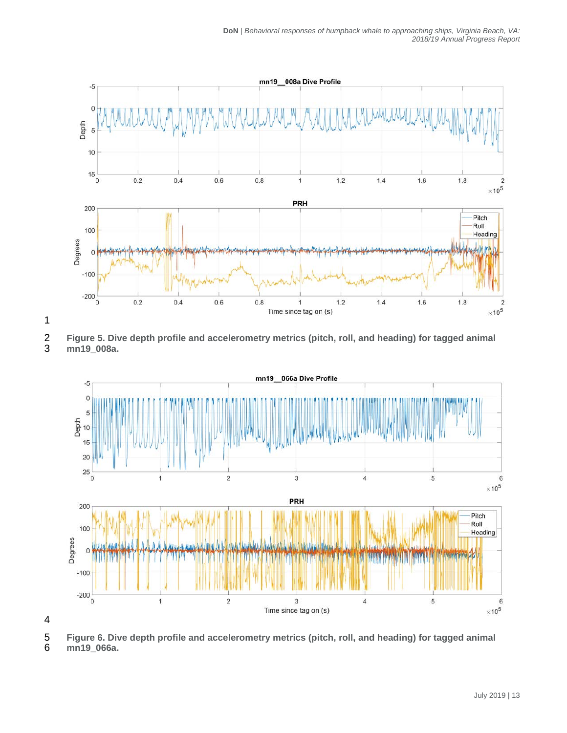Figure 5. Dive depth profile and accelerometry metrics (pitch, roll, and heading) for tagged animal mn19_008a.

Figure 6. Dive depth profile and accelerometry metrics (pitch, roll, and heading) for tagged animal mn19_066a.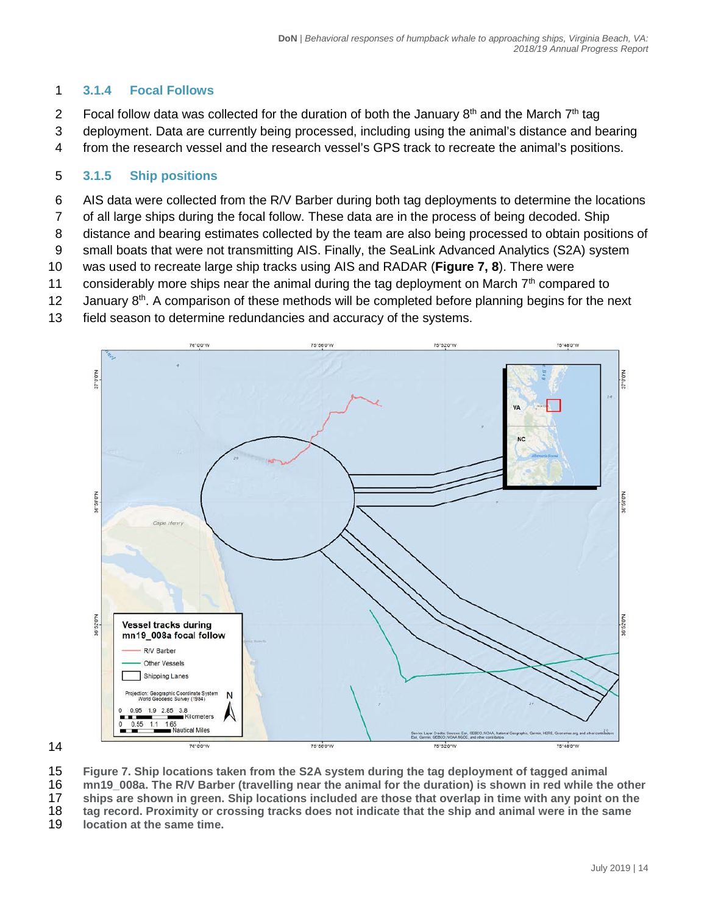### 3.1.4 Focal Follows

Focal follow data was collected for the duration of both the January 8th and the March 7th tag deployment. Data are currently being processed, including using the animal's distance and bearing from the research vessel and the research vessel's GPS track to recreate the animal's positions.

### 3.1.5 Ship positions

AIS data were collected from the R/V Barber during both tag deployments to determine the locations of all large ships during the focal follow. These data are in the process of being decoded. Ship distance and bearing estimates collected by the team are also being processed to obtain positions of small boats that were not transmitting AIS. Finally, the SeaLink Advanced Analytics (S2A) system was used to recreate large ship tracks using AIS and RADAR (**Figure 7, 8**). There were considerably more ships near the animal during the tag deployment on March 7th compared to January 8th. A comparison of these methods will be completed before planning begins for the next field season to determine redundancies and accuracy of the systems.

**Figure 7. Ship locations taken from the S2A system during the tag deployment of tagged animal mn19_008a. The R/V Barber (travelling near the animal for the duration) is shown in red while the other ships are shown in green. Ship locations included are those that overlap in time with any point on the tag record. Proximity or crossing tracks does not indicate that the ship and animal were in the same location at the same time.**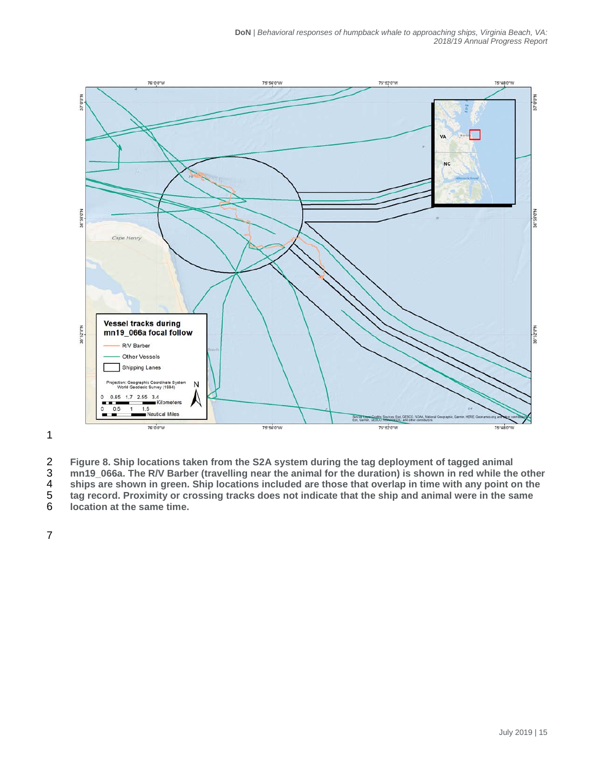Figure 8. Ship locations taken from the S2A system during the tag deployment of tagged animal mn19_066a. The R/V Barber (travelling near the animal for the duration) is shown in red while the other ships are shown in green. Ship locations included are those that overlap in time with any point on the tag record. Proximity or crossing tracks does not indicate that the ship and animal were in the same location at the same time.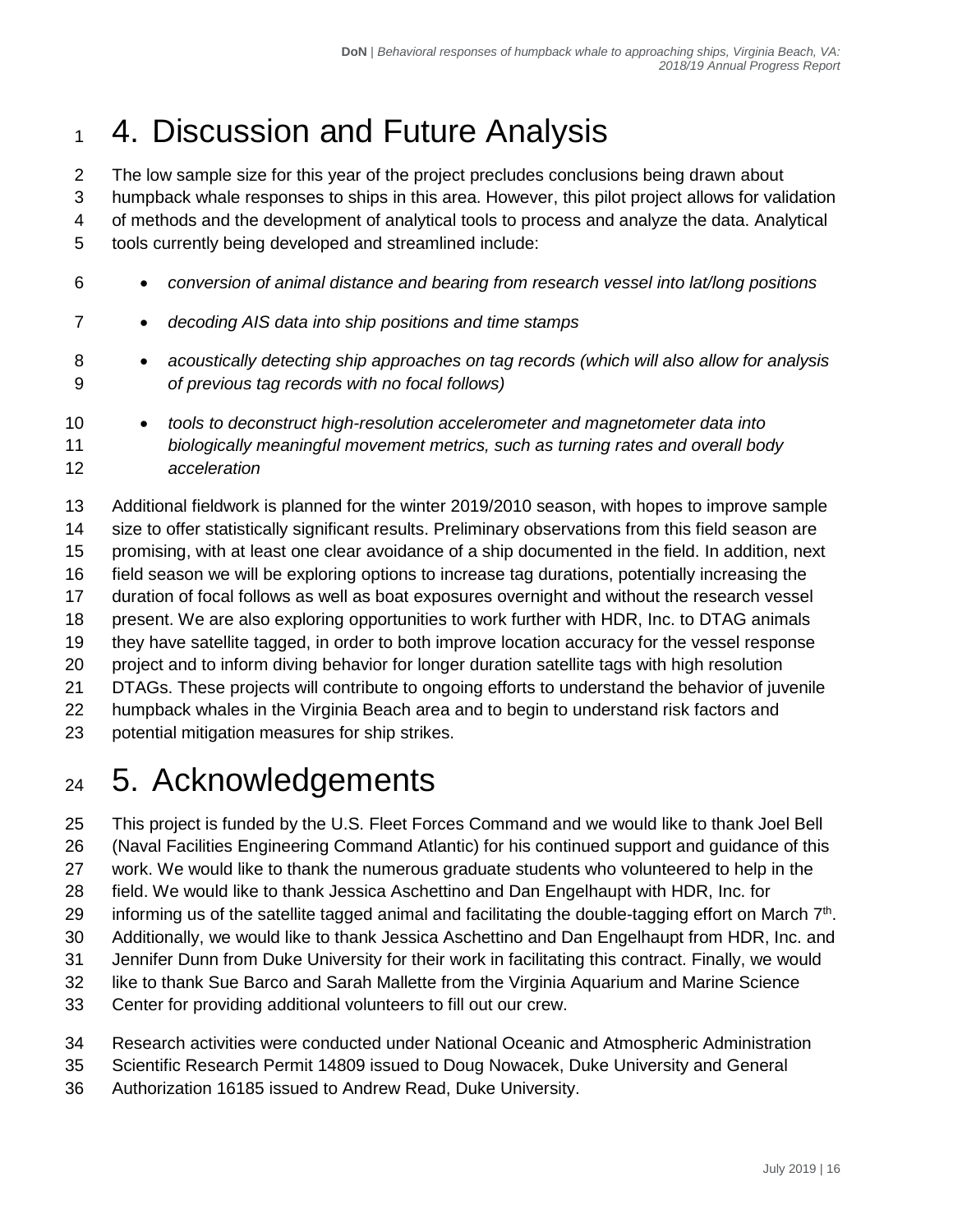# 4. Discussion and Future Analysis

The low sample size for this year of the project precludes conclusions being drawn about humpback whale responses to ships in this area. However, this pilot project allows for validation of methods and the development of analytical tools to process and analyze the data. Analytical tools currently being developed and streamlined include:

- *conversion of animal distance and bearing from research vessel into lat/long positions*
- *decoding AIS data into ship positions and time stamps*
- *acoustically detecting ship approaches on tag records (which will also allow for analysis of previous tag records with no focal follows)*
- *tools to deconstruct high-resolution accelerometer and magnetometer data into biologically meaningful movement metrics, such as turning rates and overall body acceleration*

Additional fieldwork is planned for the winter 2019/2010 season, with hopes to improve sample size to offer statistically significant results. Preliminary observations from this field season are promising, with at least one clear avoidance of a ship documented in the field. In addition, next field season we will be exploring options to increase tag durations, potentially increasing the duration of focal follows as well as boat exposures overnight and without the research vessel present. We are also exploring opportunities to work further with HDR, Inc. to DTAG animals they have satellite tagged, in order to both improve location accuracy for the vessel response project and to inform diving behavior for longer duration satellite tags with high resolution DTAGs. These projects will contribute to ongoing efforts to understand the behavior of juvenile humpback whales in the Virginia Beach area and to begin to understand risk factors and potential mitigation measures for ship strikes.

# 5. Acknowledgements

This project is funded by the U.S. Fleet Forces Command and we would like to thank Joel Bell (Naval Facilities Engineering Command Atlantic) for his continued support and guidance of this work. We would like to thank the numerous graduate students who volunteered to help in the field. We would like to thank Jessica Aschettino and Dan Engelhaupt with HDR, Inc. for informing us of the satellite tagged animal and facilitating the double-tagging effort on March 7th. Additionally, we would like to thank Jessica Aschettino and Dan Engelhaupt from HDR, Inc. and Jennifer Dunn from Duke University for their work in facilitating this contract. Finally, we would like to thank Sue Barco and Sarah Mallette from the Virginia Aquarium and Marine Science Center for providing additional volunteers to fill out our crew.

Research activities were conducted under National Oceanic and Atmospheric Administration Scientific Research Permit 14809 issued to Doug Nowacek, Duke University and General Authorization 16185 issued to Andrew Read, Duke University.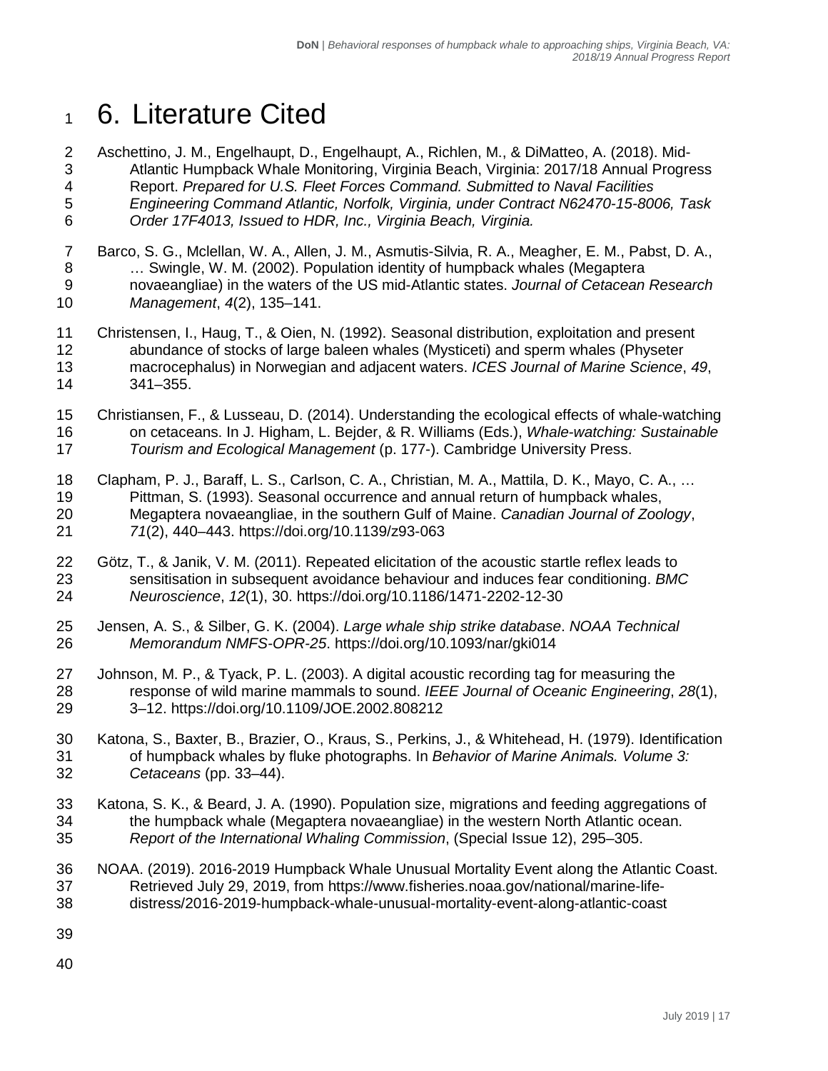# 6. Literature Cited

Aschettino, J. M., Engelhaupt, D., Engelhaupt, A., Richlen, M., & DiMatteo, A. (2018). Mid-Atlantic Humpback Whale Monitoring, Virginia Beach, Virginia: 2017/18 Annual Progress Report. *Prepared for U.S. Fleet Forces Command. Submitted to Naval Facilities Engineering Command Atlantic, Norfolk, Virginia, under Contract N62470-15-8006, Task Order 17F4013, Issued to HDR, Inc., Virginia Beach, Virginia.*

Barco, S. G., Mclellan, W. A., Allen, J. M., Asmutis-Silvia, R. A., Meagher, E. M., Pabst, D. A., … Swingle, W. M. (2002). Population identity of humpback whales (Megaptera novaeangliae) in the waters of the US mid-Atlantic states. *Journal of Cetacean Research Management*, *4*(2), 135–141.

Christensen, I., Haug, T., & Oien, N. (1992). Seasonal distribution, exploitation and present abundance of stocks of large baleen whales (Mysticeti) and sperm whales (Physeter macrocephalus) in Norwegian and adjacent waters. *ICES Journal of Marine Science*, *49*, 341–355.

Christiansen, F., & Lusseau, D. (2014). Understanding the ecological effects of whale-watching on cetaceans. In J. Higham, L. Bejder, & R. Williams (Eds.), *Whale-watching: Sustainable Tourism and Ecological Management* (p. 177-). Cambridge University Press.

Clapham, P. J., Baraff, L. S., Carlson, C. A., Christian, M. A., Mattila, D. K., Mayo, C. A., … Pittman, S. (1993). Seasonal occurrence and annual return of humpback whales, Megaptera novaeangliae, in the southern Gulf of Maine. *Canadian Journal of Zoology*, *71*(2), 440–443. https://doi.org/10.1139/z93-063

Götz, T., & Janik, V. M. (2011). Repeated elicitation of the acoustic startle reflex leads to sensitisation in subsequent avoidance behaviour and induces fear conditioning. *BMC Neuroscience*, *12*(1), 30. https://doi.org/10.1186/1471-2202-12-30

Jensen, A. S., & Silber, G. K. (2004). *Large whale ship strike database*. *NOAA Technical Memorandum NMFS-OPR-25*. https://doi.org/10.1093/nar/gki014

Johnson, M. P., & Tyack, P. L. (2003). A digital acoustic recording tag for measuring the response of wild marine mammals to sound. *IEEE Journal of Oceanic Engineering*, *28*(1), 3–12. https://doi.org/10.1109/JOE.2002.808212

Katona, S., Baxter, B., Brazier, O., Kraus, S., Perkins, J., & Whitehead, H. (1979). Identification of humpback whales by fluke photographs. In *Behavior of Marine Animals. Volume 3: Cetaceans* (pp. 33–44).

Katona, S. K., & Beard, J. A. (1990). Population size, migrations and feeding aggregations of the humpback whale (Megaptera novaeangliae) in the western North Atlantic ocean. *Report of the International Whaling Commission*, (Special Issue 12), 295–305.

NOAA. (2019). 2016-2019 Humpback Whale Unusual Mortality Event along the Atlantic Coast. Retrieved July 29, 2019, from https://www.fisheries.noaa.gov/national/marine-life-distress/2016-2019-humpback-whale-unusual-mortality-event-along-atlantic-coast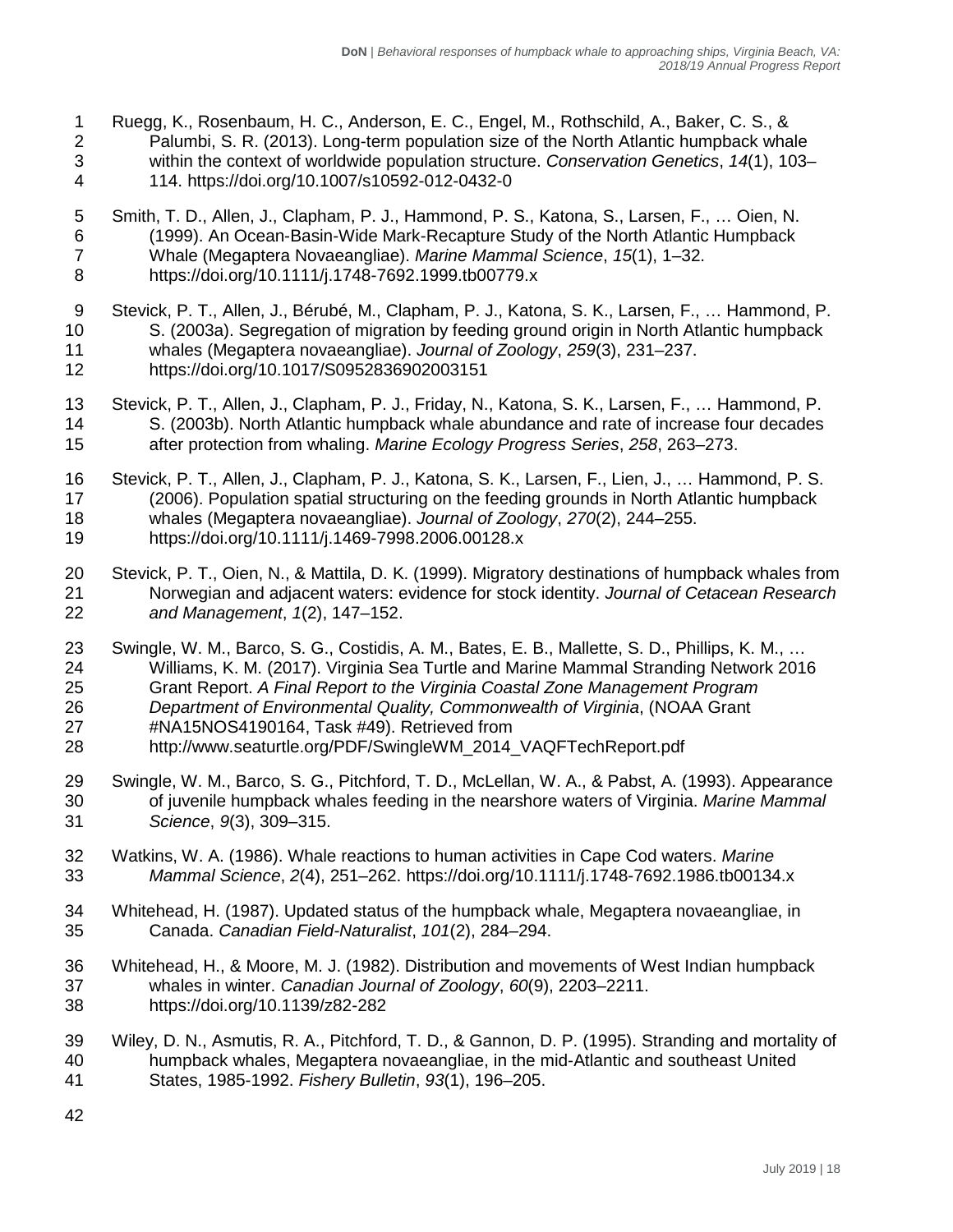Ruegg, K., Rosenbaum, H. C., Anderson, E. C., Engel, M., Rothschild, A., Baker, C. S., & Palumbi, S. R. (2013). Long-term population size of the North Atlantic humpback whale within the context of worldwide population structure. *Conservation Genetics*, *14*(1), 103–114. https://doi.org/10.1007/s10592-012-0432-0

Smith, T. D., Allen, J., Clapham, P. J., Hammond, P. S., Katona, S., Larsen, F., … Oien, N. (1999). An Ocean-Basin-Wide Mark-Recapture Study of the North Atlantic Humpback Whale (Megaptera Novaeangliae). *Marine Mammal Science*, *15*(1), 1–32. https://doi.org/10.1111/j.1748-7692.1999.tb00779.x

Stevick, P. T., Allen, J., Bérubé, M., Clapham, P. J., Katona, S. K., Larsen, F., … Hammond, P. S. (2003a). Segregation of migration by feeding ground origin in North Atlantic humpback whales (Megaptera novaeangliae). *Journal of Zoology*, *259*(3), 231–237. https://doi.org/10.1017/S0952836902003151

Stevick, P. T., Allen, J., Clapham, P. J., Friday, N., Katona, S. K., Larsen, F., … Hammond, P. S. (2003b). North Atlantic humpback whale abundance and rate of increase four decades after protection from whaling. *Marine Ecology Progress Series*, *258*, 263–273.

Stevick, P. T., Allen, J., Clapham, P. J., Katona, S. K., Larsen, F., Lien, J., … Hammond, P. S. (2006). Population spatial structuring on the feeding grounds in North Atlantic humpback whales (Megaptera novaeangliae). *Journal of Zoology*, *270*(2), 244–255. https://doi.org/10.1111/j.1469-7998.2006.00128.x

Stevick, P. T., Oien, N., & Mattila, D. K. (1999). Migratory destinations of humpback whales from Norwegian and adjacent waters: evidence for stock identity. *Journal of Cetacean Research and Management*, *1*(2), 147–152.

Swingle, W. M., Barco, S. G., Costidis, A. M., Bates, E. B., Mallette, S. D., Phillips, K. M., … Williams, K. M. (2017). Virginia Sea Turtle and Marine Mammal Stranding Network 2016 Grant Report. *A Final Report to the Virginia Coastal Zone Management Program Department of Environmental Quality, Commonwealth of Virginia*, (NOAA Grant #NA15NOS4190164, Task #49). Retrieved from http://www.seaturtle.org/PDF/SwingleWM_2014_VAQFTechReport.pdf

Swingle, W. M., Barco, S. G., Pitchford, T. D., McLellan, W. A., & Pabst, A. (1993). Appearance of juvenile humpback whales feeding in the nearshore waters of Virginia. *Marine Mammal Science*, *9*(3), 309–315.

Watkins, W. A. (1986). Whale reactions to human activities in Cape Cod waters. *Marine Mammal Science*, *2*(4), 251–262. https://doi.org/10.1111/j.1748-7692.1986.tb00134.x

Whitehead, H. (1987). Updated status of the humpback whale, Megaptera novaeangliae, in Canada. *Canadian Field-Naturalist*, *101*(2), 284–294.

Whitehead, H., & Moore, M. J. (1982). Distribution and movements of West Indian humpback whales in winter. *Canadian Journal of Zoology*, *60*(9), 2203–2211. https://doi.org/10.1139/z82-282

Wiley, D. N., Asmutis, R. A., Pitchford, T. D., & Gannon, D. P. (1995). Stranding and mortality of humpback whales, Megaptera novaeangliae, in the mid-Atlantic and southeast United States, 1985-1992. *Fishery Bulletin*, *93*(1), 196–205.